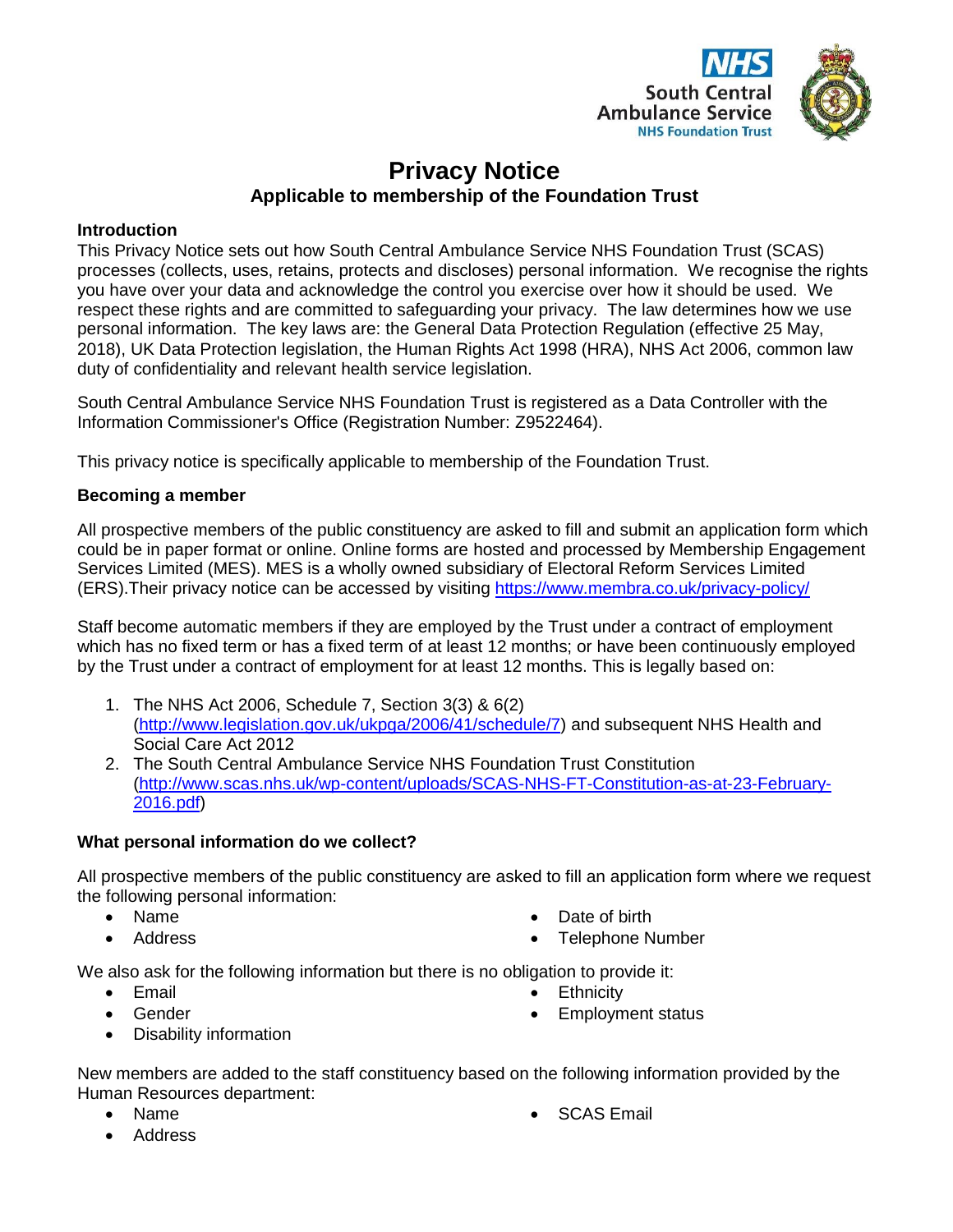NHS South Central Ambulance Service NHS Foundation Trust

# Privacy Notice

## Applicable to membership of the Foundation Trust

### Introduction

This Privacy Notice sets out how South Central Ambulance Service NHS Foundation Trust (SCAS) processes (collects, uses, retains, protects and discloses) personal information. We recognise the rights you have over your data and acknowledge the control you exercise over how it should be used. We respect these rights and are committed to safeguarding your privacy. The law determines how we use personal information. The key laws are: the General Data Protection Regulation (effective 25 May, 2018), UK Data Protection legislation, the Human Rights Act 1998 (HRA), NHS Act 2006, common law duty of confidentiality and relevant health service legislation.

South Central Ambulance Service NHS Foundation Trust is registered as a Data Controller with the Information Commissioner's Office (Registration Number: Z9522464).

This privacy notice is specifically applicable to membership of the Foundation Trust.

### Becoming a member

All prospective members of the public constituency are asked to fill and submit an application form which could be in paper format or online. Online forms are hosted and processed by Membership Engagement Services Limited (MES). MES is a wholly owned subsidiary of Electoral Reform Services Limited (ERS).Their privacy notice can be accessed by visiting https://www.membra.co.uk/privacy-policy/

Staff become automatic members if they are employed by the Trust under a contract of employment which has no fixed term or has a fixed term of at least 12 months; or have been continuously employed by the Trust under a contract of employment for at least 12 months. This is legally based on:

1. The NHS Act 2006, Schedule 7, Section 3(3) & 6(2) (http://www.legislation.gov.uk/ukpga/2006/41/schedule/7) and subsequent NHS Health and Social Care Act 2012
2. The South Central Ambulance Service NHS Foundation Trust Constitution (http://www.scas.nhs.uk/wp-content/uploads/SCAS-NHS-FT-Constitution-as-at-23-February-2016.pdf)

### What personal information do we collect?

All prospective members of the public constituency are asked to fill an application form where we request the following personal information:

- Name
- Address
- Date of birth
- Telephone Number

We also ask for the following information but there is no obligation to provide it:

- Email
- Gender
- Disability information
- Ethnicity
- Employment status

New members are added to the staff constituency based on the following information provided by the Human Resources department:

- Name
- Address
- SCAS Email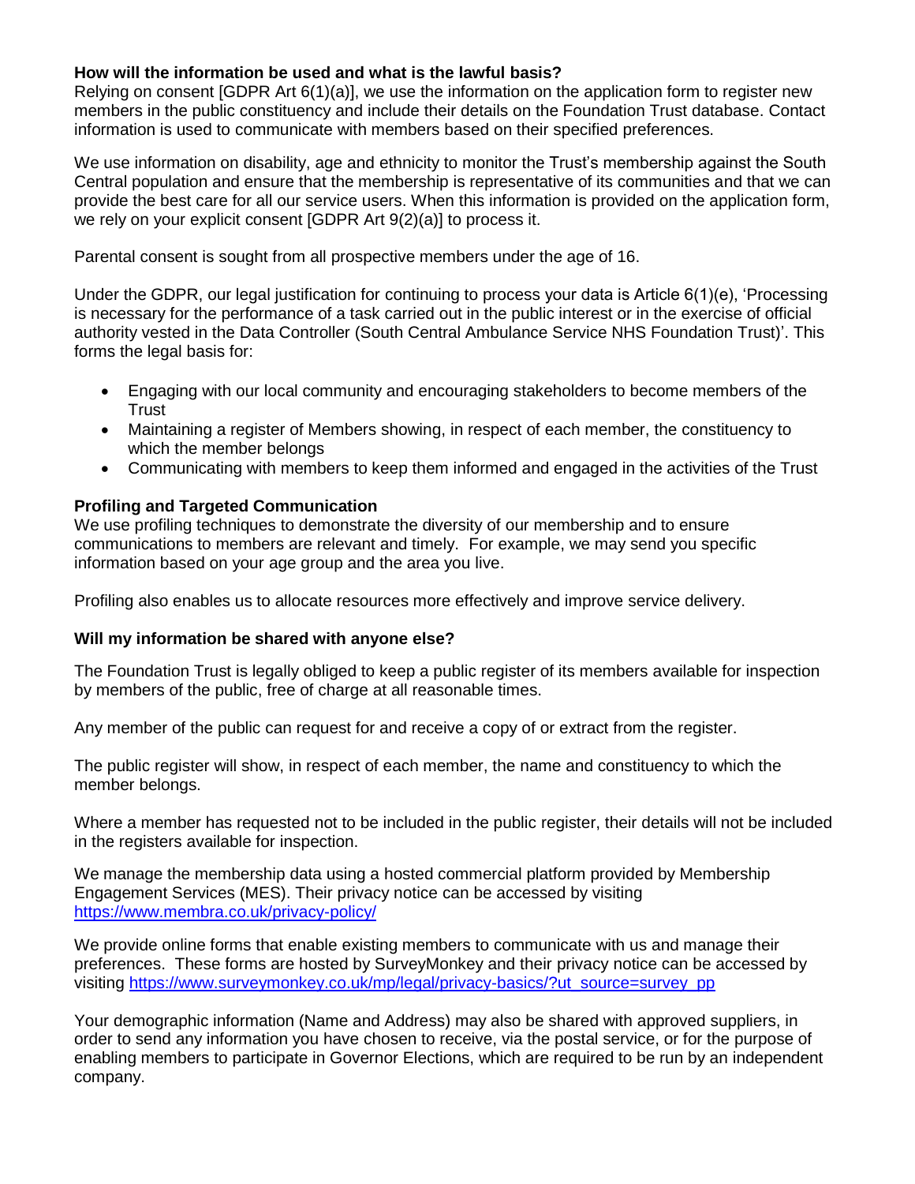**How will the information be used and what is the lawful basis?**
Relying on consent [GDPR Art 6(1)(a)], we use the information on the application form to register new members in the public constituency and include their details on the Foundation Trust database. Contact information is used to communicate with members based on their specified preferences.

We use information on disability, age and ethnicity to monitor the Trust's membership against the South Central population and ensure that the membership is representative of its communities and that we can provide the best care for all our service users. When this information is provided on the application form, we rely on your explicit consent [GDPR Art 9(2)(a)] to process it.

Parental consent is sought from all prospective members under the age of 16.

Under the GDPR, our legal justification for continuing to process your data is Article 6(1)(e), 'Processing is necessary for the performance of a task carried out in the public interest or in the exercise of official authority vested in the Data Controller (South Central Ambulance Service NHS Foundation Trust)'. This forms the legal basis for:

- Engaging with our local community and encouraging stakeholders to become members of the Trust
- Maintaining a register of Members showing, in respect of each member, the constituency to which the member belongs
- Communicating with members to keep them informed and engaged in the activities of the Trust

**Profiling and Targeted Communication**
We use profiling techniques to demonstrate the diversity of our membership and to ensure communications to members are relevant and timely. For example, we may send you specific information based on your age group and the area you live.

Profiling also enables us to allocate resources more effectively and improve service delivery.

**Will my information be shared with anyone else?**

The Foundation Trust is legally obliged to keep a public register of its members available for inspection by members of the public, free of charge at all reasonable times.

Any member of the public can request for and receive a copy of or extract from the register.

The public register will show, in respect of each member, the name and constituency to which the member belongs.

Where a member has requested not to be included in the public register, their details will not be included in the registers available for inspection.

We manage the membership data using a hosted commercial platform provided by Membership Engagement Services (MES). Their privacy notice can be accessed by visiting https://www.membra.co.uk/privacy-policy/

We provide online forms that enable existing members to communicate with us and manage their preferences. These forms are hosted by SurveyMonkey and their privacy notice can be accessed by visiting https://www.surveymonkey.co.uk/mp/legal/privacy-basics/?ut_source=survey_pp

Your demographic information (Name and Address) may also be shared with approved suppliers, in order to send any information you have chosen to receive, via the postal service, or for the purpose of enabling members to participate in Governor Elections, which are required to be run by an independent company.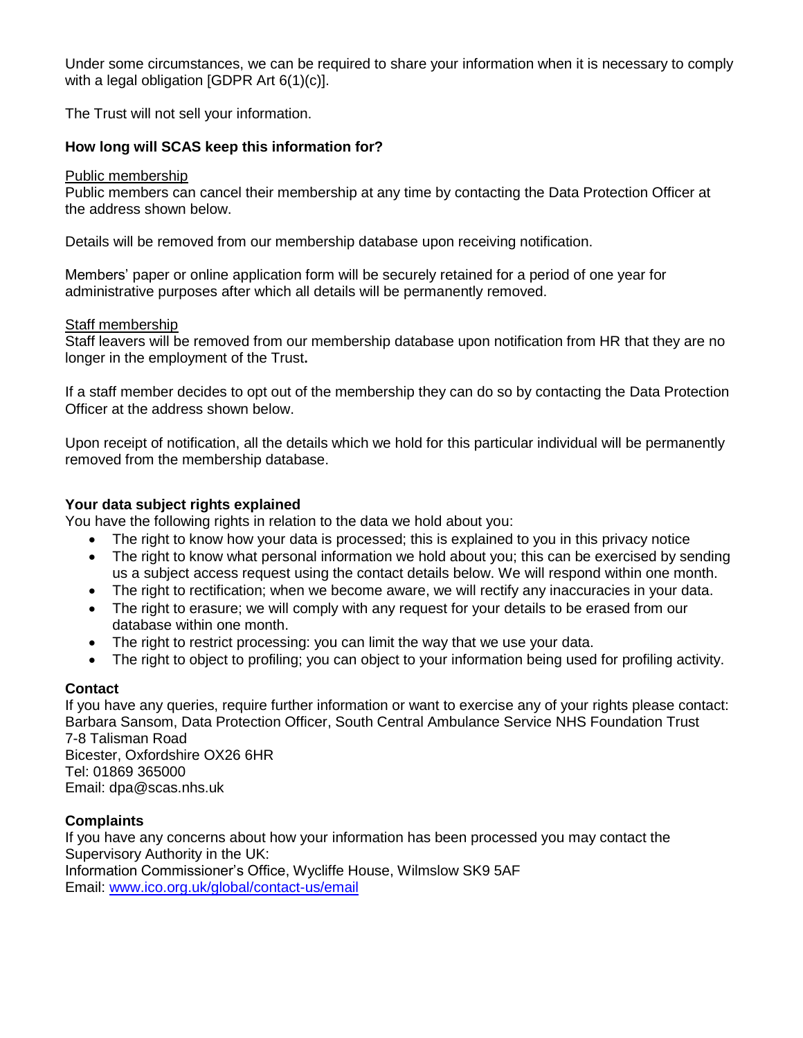Under some circumstances, we can be required to share your information when it is necessary to comply with a legal obligation [GDPR Art 6(1)(c)].

The Trust will not sell your information.

**How long will SCAS keep this information for?**

Public membership

Public members can cancel their membership at any time by contacting the Data Protection Officer at the address shown below.

Details will be removed from our membership database upon receiving notification.

Members' paper or online application form will be securely retained for a period of one year for administrative purposes after which all details will be permanently removed.

Staff membership

Staff leavers will be removed from our membership database upon notification from HR that they are no longer in the employment of the Trust**.**

If a staff member decides to opt out of the membership they can do so by contacting the Data Protection Officer at the address shown below.

Upon receipt of notification, all the details which we hold for this particular individual will be permanently removed from the membership database.

**Your data subject rights explained**

You have the following rights in relation to the data we hold about you:

- The right to know how your data is processed; this is explained to you in this privacy notice
- The right to know what personal information we hold about you; this can be exercised by sending us a subject access request using the contact details below. We will respond within one month.
- The right to rectification; when we become aware, we will rectify any inaccuracies in your data.
- The right to erasure; we will comply with any request for your details to be erased from our database within one month.
- The right to restrict processing: you can limit the way that we use your data.
- The right to object to profiling; you can object to your information being used for profiling activity.

**Contact**

If you have any queries, require further information or want to exercise any of your rights please contact:
Barbara Sansom, Data Protection Officer, South Central Ambulance Service NHS Foundation Trust
7-8 Talisman Road
Bicester, Oxfordshire OX26 6HR
Tel: 01869 365000
Email: dpa@scas.nhs.uk

**Complaints**

If you have any concerns about how your information has been processed you may contact the Supervisory Authority in the UK:
Information Commissioner's Office, Wycliffe House, Wilmslow SK9 5AF
Email: [www.ico.org.uk/global/contact-us/email](www.ico.org.uk/global/contact-us/email)